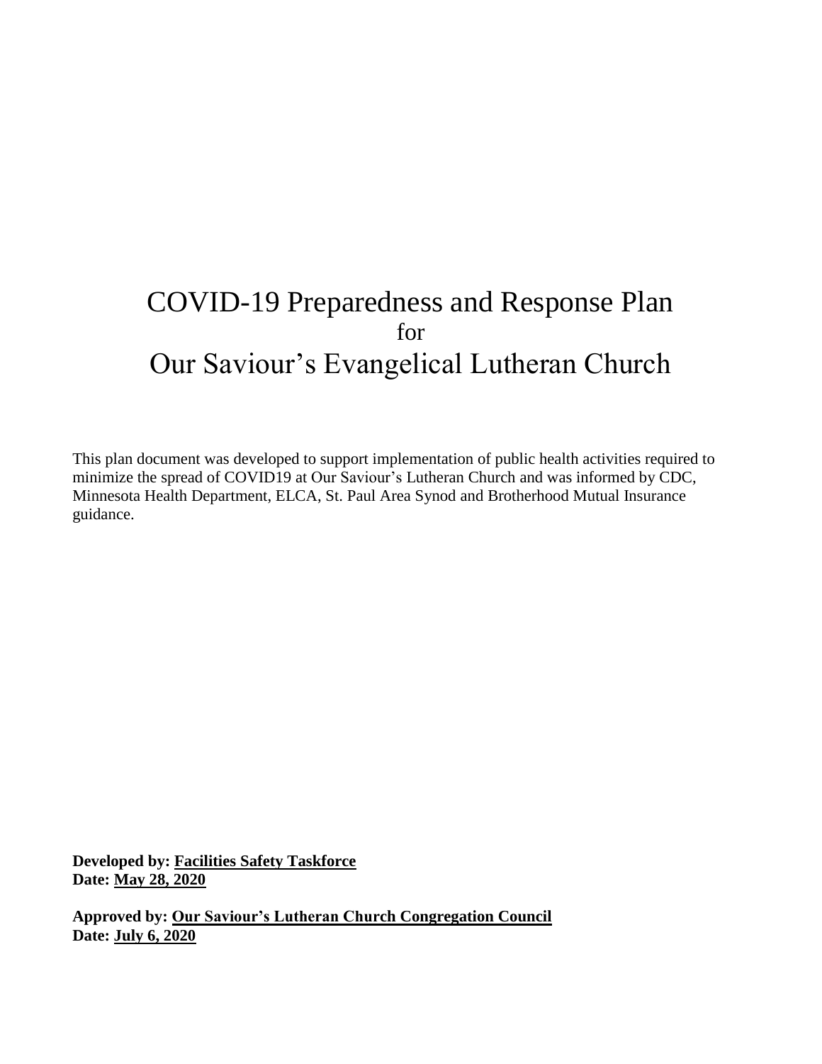# COVID-19 Preparedness and Response Plan
for
# Our Saviour's Evangelical Lutheran Church

This plan document was developed to support implementation of public health activities required to minimize the spread of COVID19 at Our Saviour's Lutheran Church and was informed by CDC, Minnesota Health Department, ELCA, St. Paul Area Synod and Brotherhood Mutual Insurance guidance.

**Developed by: Facilities Safety Taskforce**
**Date: May 28, 2020**

**Approved by: Our Saviour's Lutheran Church Congregation Council**
**Date: July 6, 2020**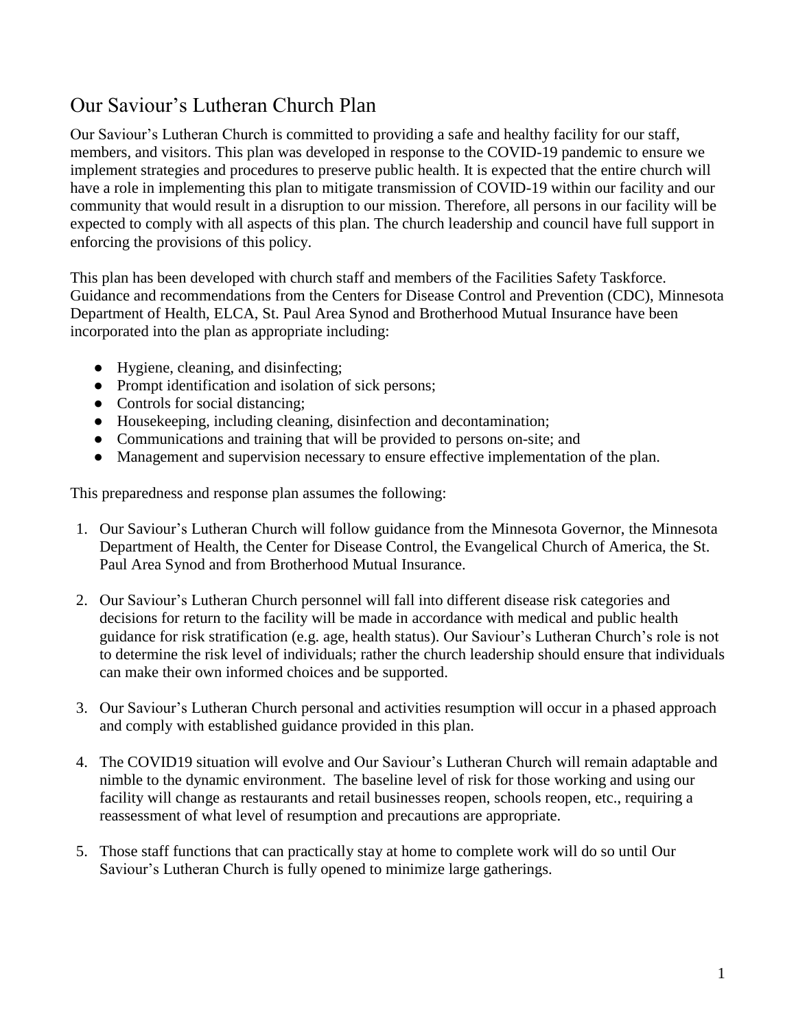# Our Saviour's Lutheran Church Plan

Our Saviour's Lutheran Church is committed to providing a safe and healthy facility for our staff, members, and visitors. This plan was developed in response to the COVID-19 pandemic to ensure we implement strategies and procedures to preserve public health. It is expected that the entire church will have a role in implementing this plan to mitigate transmission of COVID-19 within our facility and our community that would result in a disruption to our mission. Therefore, all persons in our facility will be expected to comply with all aspects of this plan. The church leadership and council have full support in enforcing the provisions of this policy.

This plan has been developed with church staff and members of the Facilities Safety Taskforce. Guidance and recommendations from the Centers for Disease Control and Prevention (CDC), Minnesota Department of Health, ELCA, St. Paul Area Synod and Brotherhood Mutual Insurance have been incorporated into the plan as appropriate including:

- Hygiene, cleaning, and disinfecting;
- Prompt identification and isolation of sick persons;
- Controls for social distancing;
- Housekeeping, including cleaning, disinfection and decontamination;
- Communications and training that will be provided to persons on-site; and
- Management and supervision necessary to ensure effective implementation of the plan.

This preparedness and response plan assumes the following:

1. Our Saviour's Lutheran Church will follow guidance from the Minnesota Governor, the Minnesota Department of Health, the Center for Disease Control, the Evangelical Church of America, the St. Paul Area Synod and from Brotherhood Mutual Insurance.

2. Our Saviour's Lutheran Church personnel will fall into different disease risk categories and decisions for return to the facility will be made in accordance with medical and public health guidance for risk stratification (e.g. age, health status). Our Saviour's Lutheran Church's role is not to determine the risk level of individuals; rather the church leadership should ensure that individuals can make their own informed choices and be supported.

3. Our Saviour's Lutheran Church personal and activities resumption will occur in a phased approach and comply with established guidance provided in this plan.

4. The COVID19 situation will evolve and Our Saviour's Lutheran Church will remain adaptable and nimble to the dynamic environment. The baseline level of risk for those working and using our facility will change as restaurants and retail businesses reopen, schools reopen, etc., requiring a reassessment of what level of resumption and precautions are appropriate.

5. Those staff functions that can practically stay at home to complete work will do so until Our Saviour's Lutheran Church is fully opened to minimize large gatherings.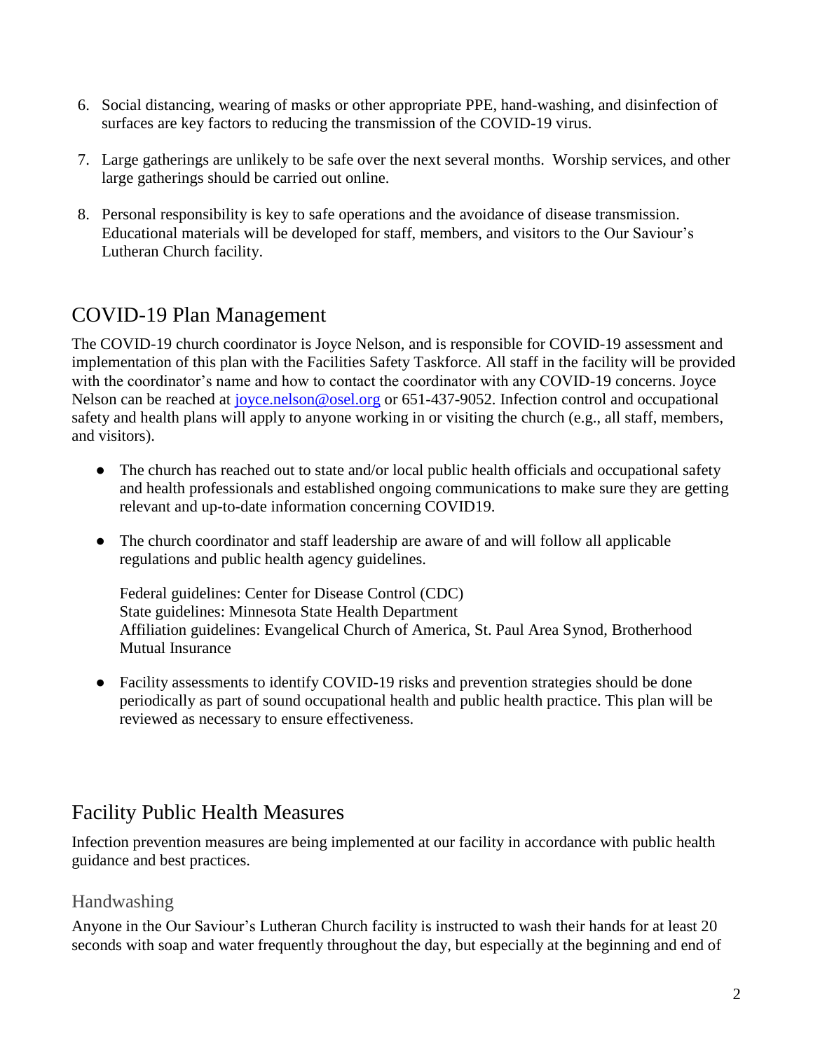6. Social distancing, wearing of masks or other appropriate PPE, hand-washing, and disinfection of surfaces are key factors to reducing the transmission of the COVID-19 virus.
7. Large gatherings are unlikely to be safe over the next several months. Worship services, and other large gatherings should be carried out online.
8. Personal responsibility is key to safe operations and the avoidance of disease transmission. Educational materials will be developed for staff, members, and visitors to the Our Saviour's Lutheran Church facility.

## COVID-19 Plan Management

The COVID-19 church coordinator is Joyce Nelson, and is responsible for COVID-19 assessment and implementation of this plan with the Facilities Safety Taskforce. All staff in the facility will be provided with the coordinator's name and how to contact the coordinator with any COVID-19 concerns. Joyce Nelson can be reached at joyce.nelson@osel.org or 651-437-9052. Infection control and occupational safety and health plans will apply to anyone working in or visiting the church (e.g., all staff, members, and visitors).

- The church has reached out to state and/or local public health officials and occupational safety and health professionals and established ongoing communications to make sure they are getting relevant and up-to-date information concerning COVID19.
- The church coordinator and staff leadership are aware of and will follow all applicable regulations and public health agency guidelines.

  Federal guidelines: Center for Disease Control (CDC)
  State guidelines: Minnesota State Health Department
  Affiliation guidelines: Evangelical Church of America, St. Paul Area Synod, Brotherhood Mutual Insurance

- Facility assessments to identify COVID-19 risks and prevention strategies should be done periodically as part of sound occupational health and public health practice. This plan will be reviewed as necessary to ensure effectiveness.

## Facility Public Health Measures

Infection prevention measures are being implemented at our facility in accordance with public health guidance and best practices.

### Handwashing

Anyone in the Our Saviour's Lutheran Church facility is instructed to wash their hands for at least 20 seconds with soap and water frequently throughout the day, but especially at the beginning and end of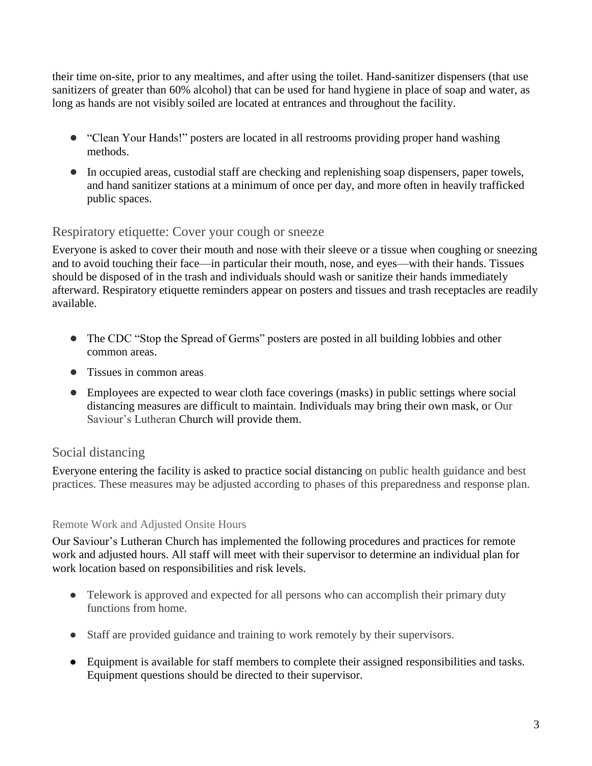their time on-site, prior to any mealtimes, and after using the toilet. Hand-sanitizer dispensers (that use sanitizers of greater than 60% alcohol) that can be used for hand hygiene in place of soap and water, as long as hands are not visibly soiled are located at entrances and throughout the facility.

- "Clean Your Hands!" posters are located in all restrooms providing proper hand washing methods.
- In occupied areas, custodial staff are checking and replenishing soap dispensers, paper towels, and hand sanitizer stations at a minimum of once per day, and more often in heavily trafficked public spaces.

## Respiratory etiquette: Cover your cough or sneeze

Everyone is asked to cover their mouth and nose with their sleeve or a tissue when coughing or sneezing and to avoid touching their face—in particular their mouth, nose, and eyes—with their hands. Tissues should be disposed of in the trash and individuals should wash or sanitize their hands immediately afterward. Respiratory etiquette reminders appear on posters and tissues and trash receptacles are readily available.

- The CDC "Stop the Spread of Germs" posters are posted in all building lobbies and other common areas.
- Tissues in common areas.
- Employees are expected to wear cloth face coverings (masks) in public settings where social distancing measures are difficult to maintain. Individuals may bring their own mask, or Our Saviour's Lutheran Church will provide them.

## Social distancing

Everyone entering the facility is asked to practice social distancing on public health guidance and best practices. These measures may be adjusted according to phases of this preparedness and response plan.

### Remote Work and Adjusted Onsite Hours

Our Saviour's Lutheran Church has implemented the following procedures and practices for remote work and adjusted hours. All staff will meet with their supervisor to determine an individual plan for work location based on responsibilities and risk levels.

- Telework is approved and expected for all persons who can accomplish their primary duty functions from home.
- Staff are provided guidance and training to work remotely by their supervisors.
- Equipment is available for staff members to complete their assigned responsibilities and tasks. Equipment questions should be directed to their supervisor.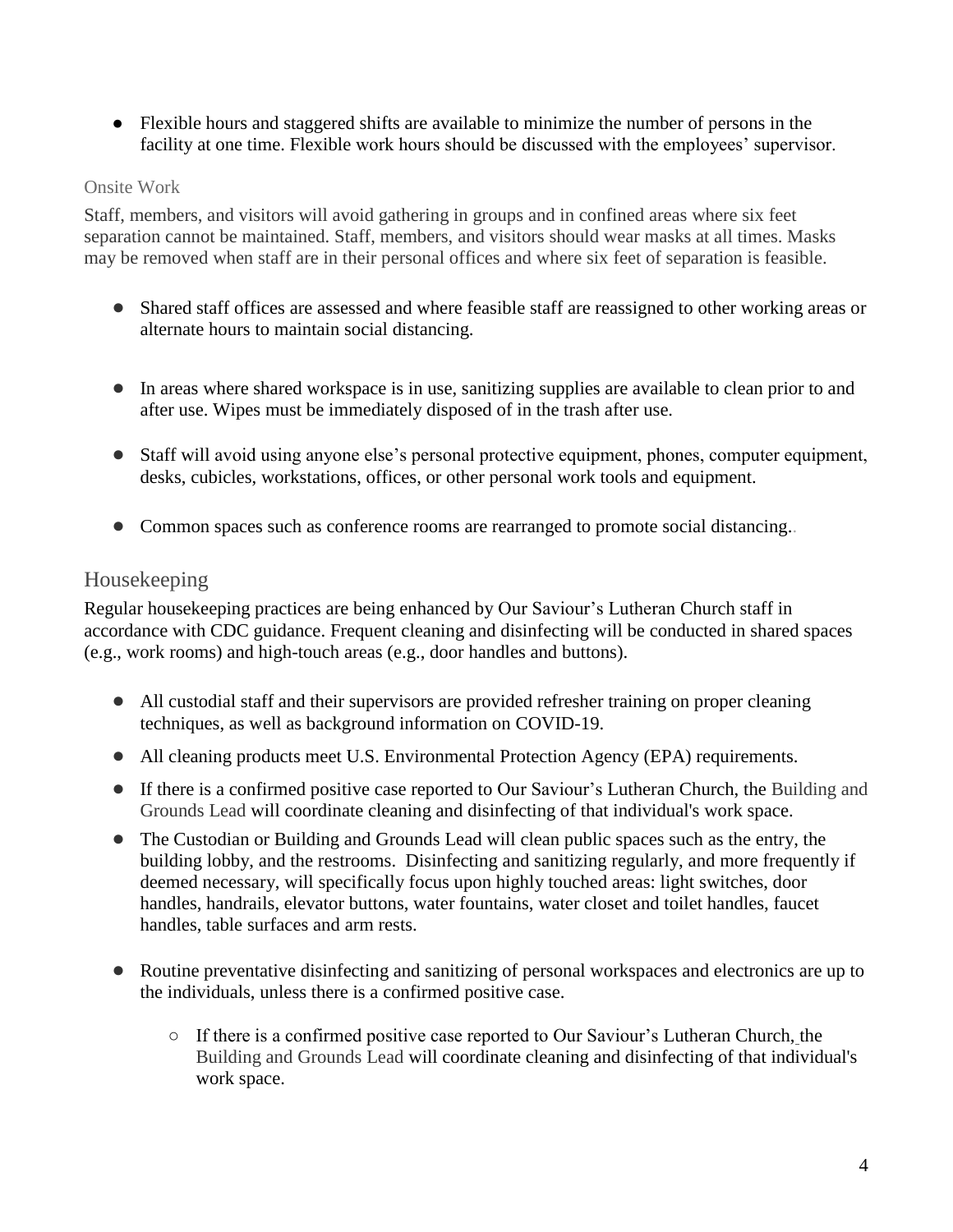- Flexible hours and staggered shifts are available to minimize the number of persons in the facility at one time. Flexible work hours should be discussed with the employees' supervisor.

### Onsite Work

Staff, members, and visitors will avoid gathering in groups and in confined areas where six feet separation cannot be maintained. Staff, members, and visitors should wear masks at all times. Masks may be removed when staff are in their personal offices and where six feet of separation is feasible.

- Shared staff offices are assessed and where feasible staff are reassigned to other working areas or alternate hours to maintain social distancing.
- In areas where shared workspace is in use, sanitizing supplies are available to clean prior to and after use. Wipes must be immediately disposed of in the trash after use.
- Staff will avoid using anyone else's personal protective equipment, phones, computer equipment, desks, cubicles, workstations, offices, or other personal work tools and equipment.
- Common spaces such as conference rooms are rearranged to promote social distancing..

## Housekeeping

Regular housekeeping practices are being enhanced by Our Saviour's Lutheran Church staff in accordance with CDC guidance. Frequent cleaning and disinfecting will be conducted in shared spaces (e.g., work rooms) and high-touch areas (e.g., door handles and buttons).

- All custodial staff and their supervisors are provided refresher training on proper cleaning techniques, as well as background information on COVID-19.
- All cleaning products meet U.S. Environmental Protection Agency (EPA) requirements.
- If there is a confirmed positive case reported to Our Saviour's Lutheran Church, the Building and Grounds Lead will coordinate cleaning and disinfecting of that individual's work space.
- The Custodian or Building and Grounds Lead will clean public spaces such as the entry, the building lobby, and the restrooms. Disinfecting and sanitizing regularly, and more frequently if deemed necessary, will specifically focus upon highly touched areas: light switches, door handles, handrails, elevator buttons, water fountains, water closet and toilet handles, faucet handles, table surfaces and arm rests.
- Routine preventative disinfecting and sanitizing of personal workspaces and electronics are up to the individuals, unless there is a confirmed positive case.
  - If there is a confirmed positive case reported to Our Saviour's Lutheran Church, the Building and Grounds Lead will coordinate cleaning and disinfecting of that individual's work space.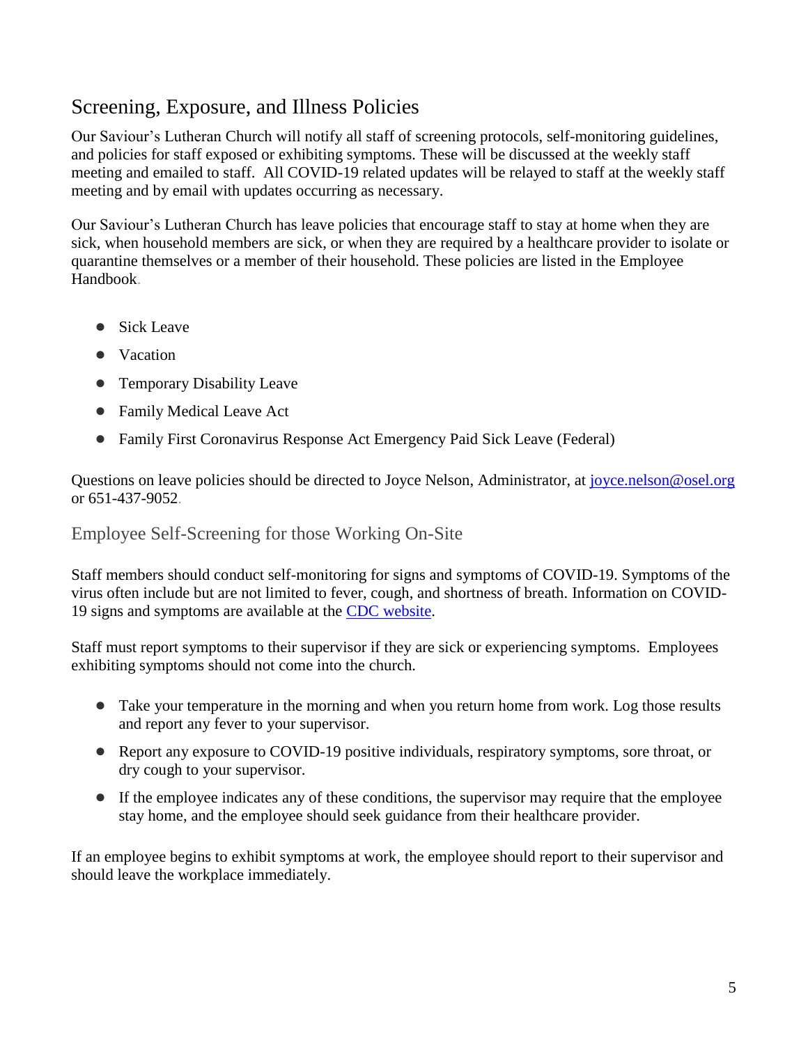## Screening, Exposure, and Illness Policies

Our Saviour's Lutheran Church will notify all staff of screening protocols, self-monitoring guidelines, and policies for staff exposed or exhibiting symptoms. These will be discussed at the weekly staff meeting and emailed to staff. All COVID-19 related updates will be relayed to staff at the weekly staff meeting and by email with updates occurring as necessary.

Our Saviour's Lutheran Church has leave policies that encourage staff to stay at home when they are sick, when household members are sick, or when they are required by a healthcare provider to isolate or quarantine themselves or a member of their household. These policies are listed in the Employee Handbook.

- Sick Leave
- Vacation
- Temporary Disability Leave
- Family Medical Leave Act
- Family First Coronavirus Response Act Emergency Paid Sick Leave (Federal)

Questions on leave policies should be directed to Joyce Nelson, Administrator, at joyce.nelson@osel.org or 651-437-9052.

### Employee Self-Screening for those Working On-Site

Staff members should conduct self-monitoring for signs and symptoms of COVID-19. Symptoms of the virus often include but are not limited to fever, cough, and shortness of breath. Information on COVID-19 signs and symptoms are available at the CDC website.

Staff must report symptoms to their supervisor if they are sick or experiencing symptoms. Employees exhibiting symptoms should not come into the church.

- Take your temperature in the morning and when you return home from work. Log those results and report any fever to your supervisor.
- Report any exposure to COVID-19 positive individuals, respiratory symptoms, sore throat, or dry cough to your supervisor.
- If the employee indicates any of these conditions, the supervisor may require that the employee stay home, and the employee should seek guidance from their healthcare provider.

If an employee begins to exhibit symptoms at work, the employee should report to their supervisor and should leave the workplace immediately.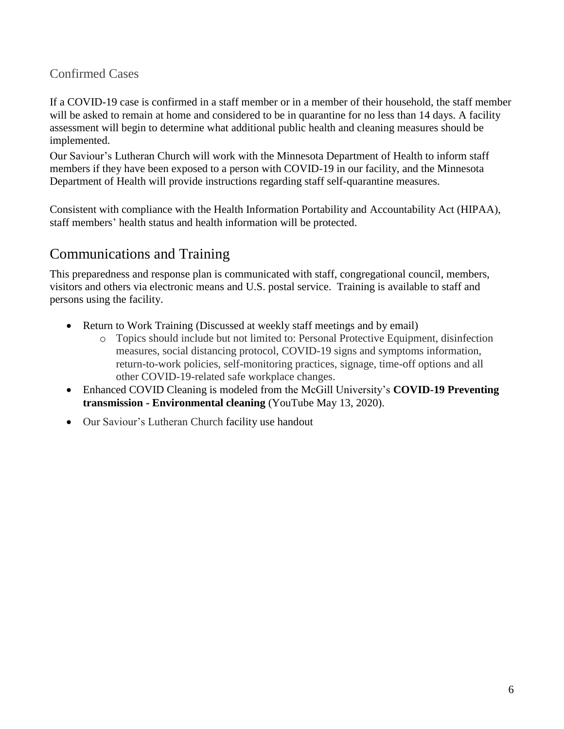### Confirmed Cases

If a COVID-19 case is confirmed in a staff member or in a member of their household, the staff member will be asked to remain at home and considered to be in quarantine for no less than 14 days. A facility assessment will begin to determine what additional public health and cleaning measures should be implemented.

Our Saviour's Lutheran Church will work with the Minnesota Department of Health to inform staff members if they have been exposed to a person with COVID-19 in our facility, and the Minnesota Department of Health will provide instructions regarding staff self-quarantine measures.

Consistent with compliance with the Health Information Portability and Accountability Act (HIPAA), staff members' health status and health information will be protected.

## Communications and Training

This preparedness and response plan is communicated with staff, congregational council, members, visitors and others via electronic means and U.S. postal service. Training is available to staff and persons using the facility.

- Return to Work Training (Discussed at weekly staff meetings and by email)
    - Topics should include but not limited to: Personal Protective Equipment, disinfection measures, social distancing protocol, COVID-19 signs and symptoms information, return-to-work policies, self-monitoring practices, signage, time-off options and all other COVID-19-related safe workplace changes.
- Enhanced COVID Cleaning is modeled from the McGill University's **COVID-19 Preventing transmission - Environmental cleaning** (YouTube May 13, 2020).
- Our Saviour's Lutheran Church facility use handout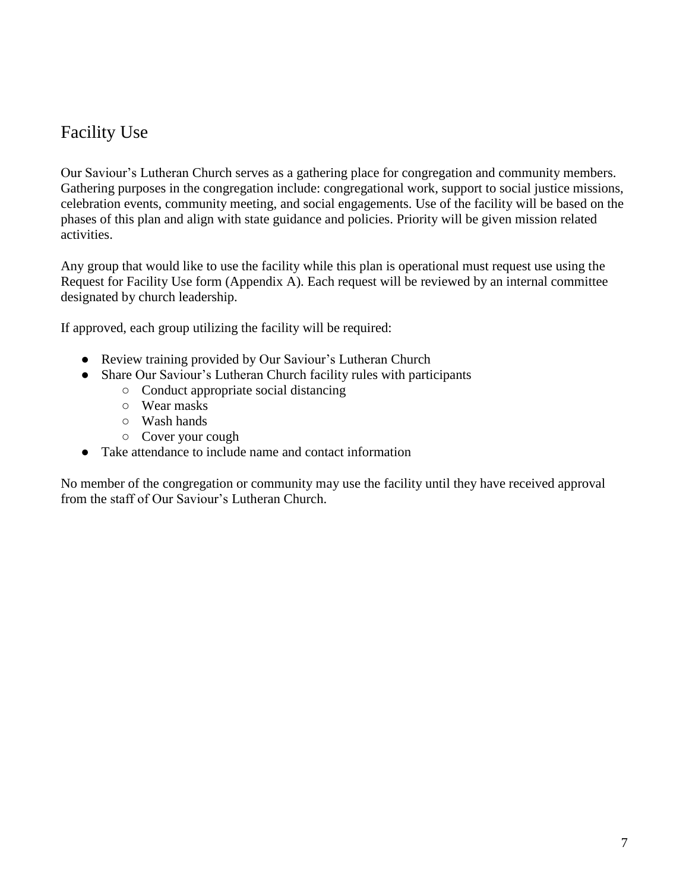## Facility Use

Our Saviour's Lutheran Church serves as a gathering place for congregation and community members. Gathering purposes in the congregation include: congregational work, support to social justice missions, celebration events, community meeting, and social engagements. Use of the facility will be based on the phases of this plan and align with state guidance and policies. Priority will be given mission related activities.

Any group that would like to use the facility while this plan is operational must request use using the Request for Facility Use form (Appendix A). Each request will be reviewed by an internal committee designated by church leadership.

If approved, each group utilizing the facility will be required:

- Review training provided by Our Saviour's Lutheran Church
- Share Our Saviour's Lutheran Church facility rules with participants
  - Conduct appropriate social distancing
  - Wear masks
  - Wash hands
  - Cover your cough
- Take attendance to include name and contact information

No member of the congregation or community may use the facility until they have received approval from the staff of Our Saviour's Lutheran Church.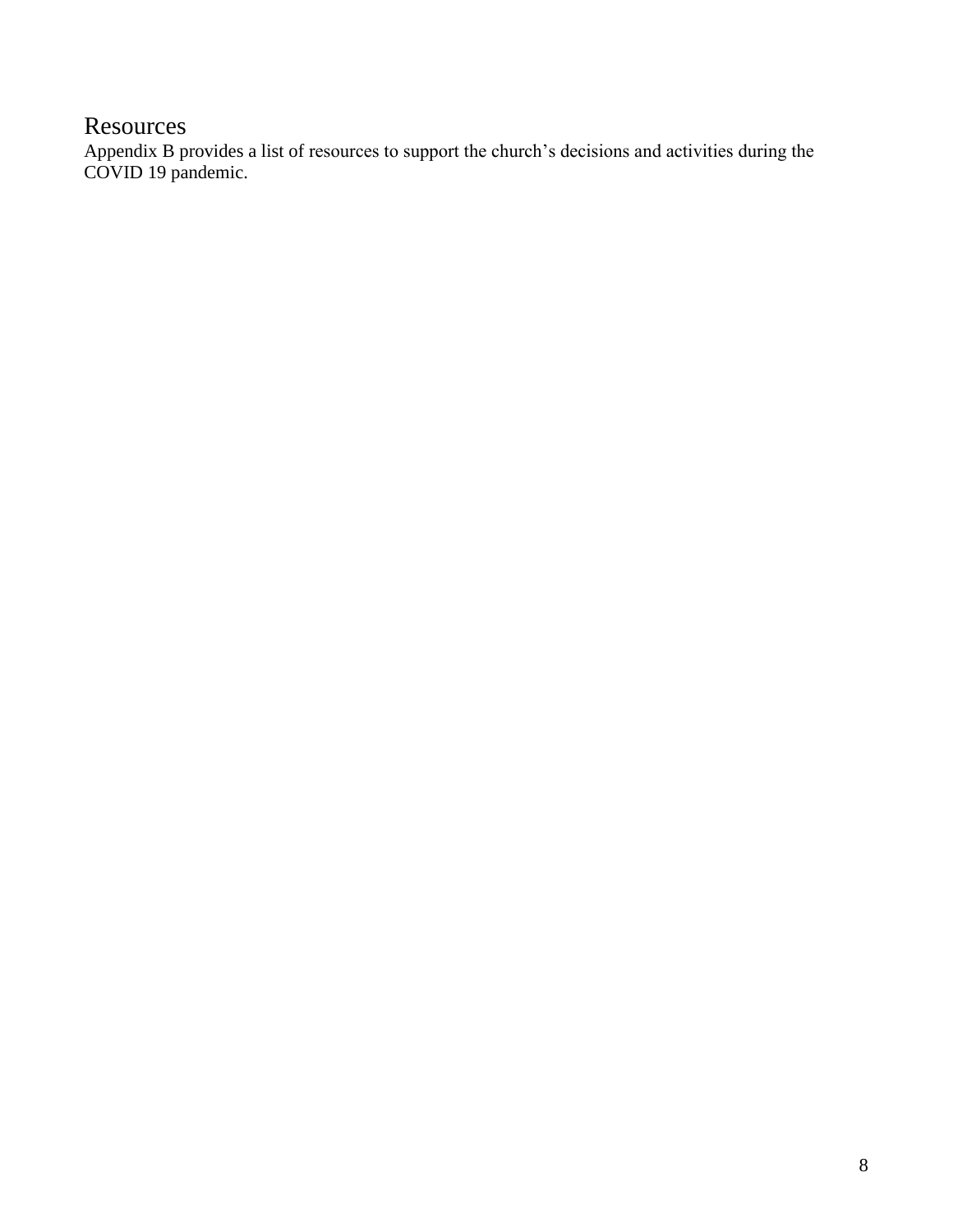## Resources

Appendix B provides a list of resources to support the church’s decisions and activities during the COVID 19 pandemic.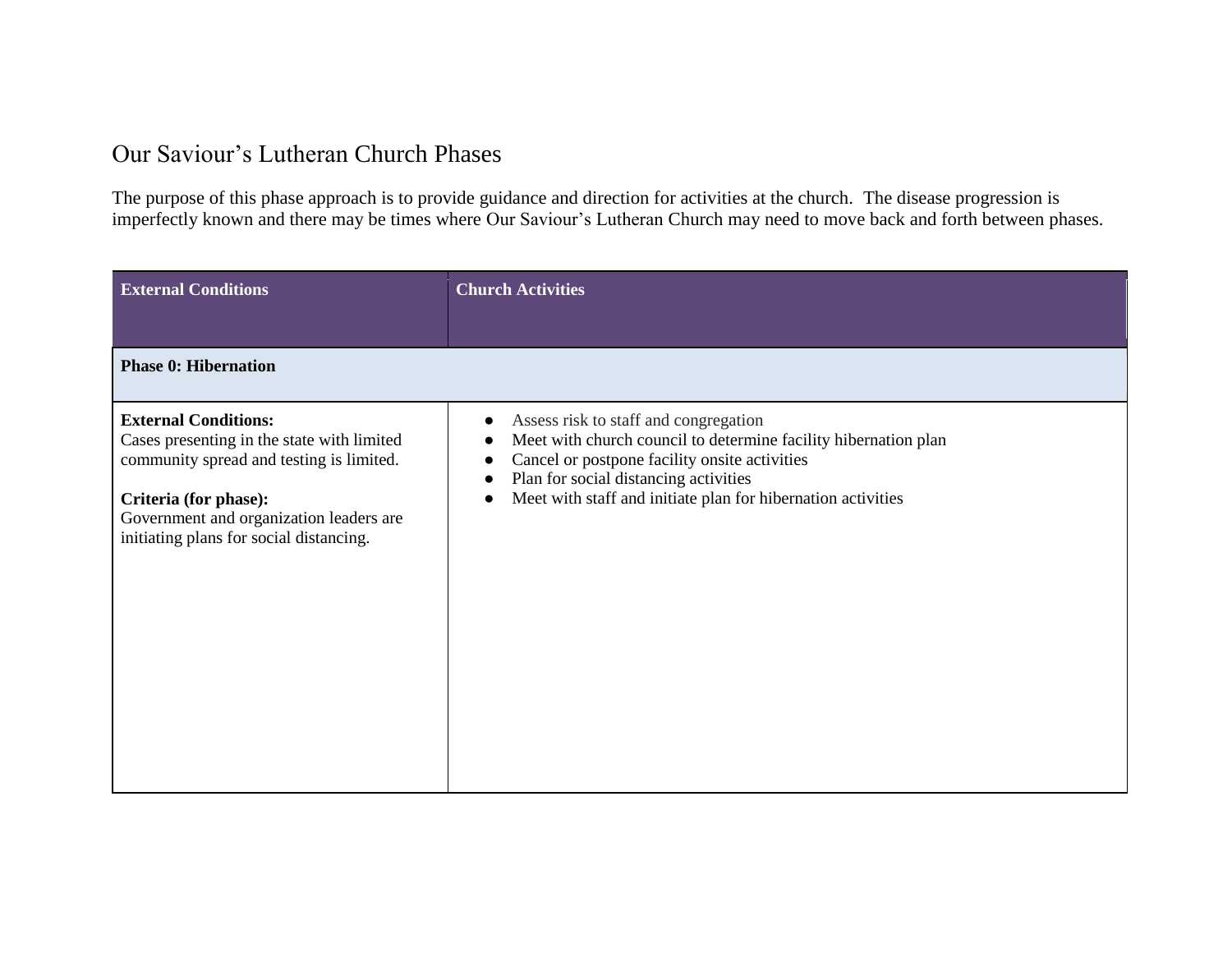# Our Saviour's Lutheran Church Phases

The purpose of this phase approach is to provide guidance and direction for activities at the church. The disease progression is imperfectly known and there may be times where Our Saviour's Lutheran Church may need to move back and forth between phases.

| External Conditions | Church Activities |
|---|---|
| **Phase 0: Hibernation** | |
| **External Conditions:**<br>Cases presenting in the state with limited community spread and testing is limited.<br><br>**Criteria (for phase):**<br>Government and organization leaders are initiating plans for social distancing. | ● Assess risk to staff and congregation<br>● Meet with church council to determine facility hibernation plan<br>● Cancel or postpone facility onsite activities<br>● Plan for social distancing activities<br>● Meet with staff and initiate plan for hibernation activities |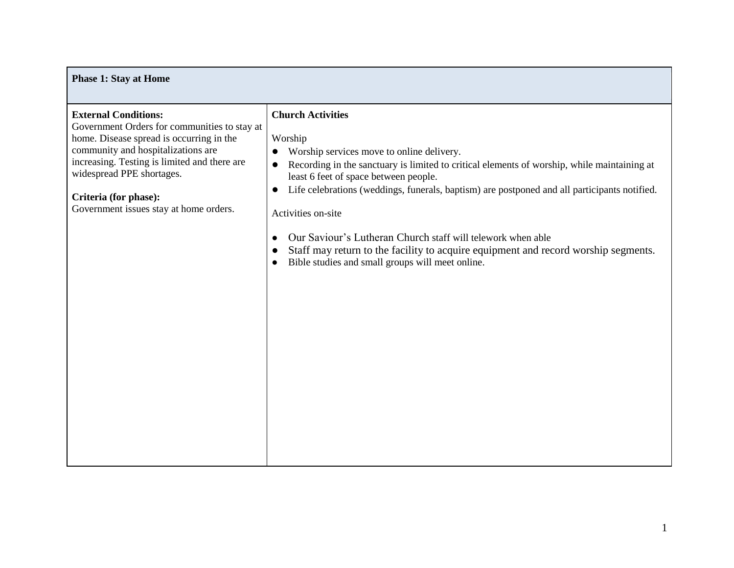| Phase 1: Stay at Home | |
|---|---|
| **External Conditions:**<br>Government Orders for communities to stay at home. Disease spread is occurring in the community and hospitalizations are increasing. Testing is limited and there are widespread PPE shortages.<br><br>**Criteria (for phase):**<br>Government issues stay at home orders. | **Church Activities**<br><br>Worship<br>● Worship services move to online delivery.<br>● Recording in the sanctuary is limited to critical elements of worship, while maintaining at least 6 feet of space between people.<br>● Life celebrations (weddings, funerals, baptism) are postponed and all participants notified.<br><br>Activities on-site<br><br>● Our Saviour's Lutheran Church staff will telework when able<br>● Staff may return to the facility to acquire equipment and record worship segments.<br>● Bible studies and small groups will meet online. |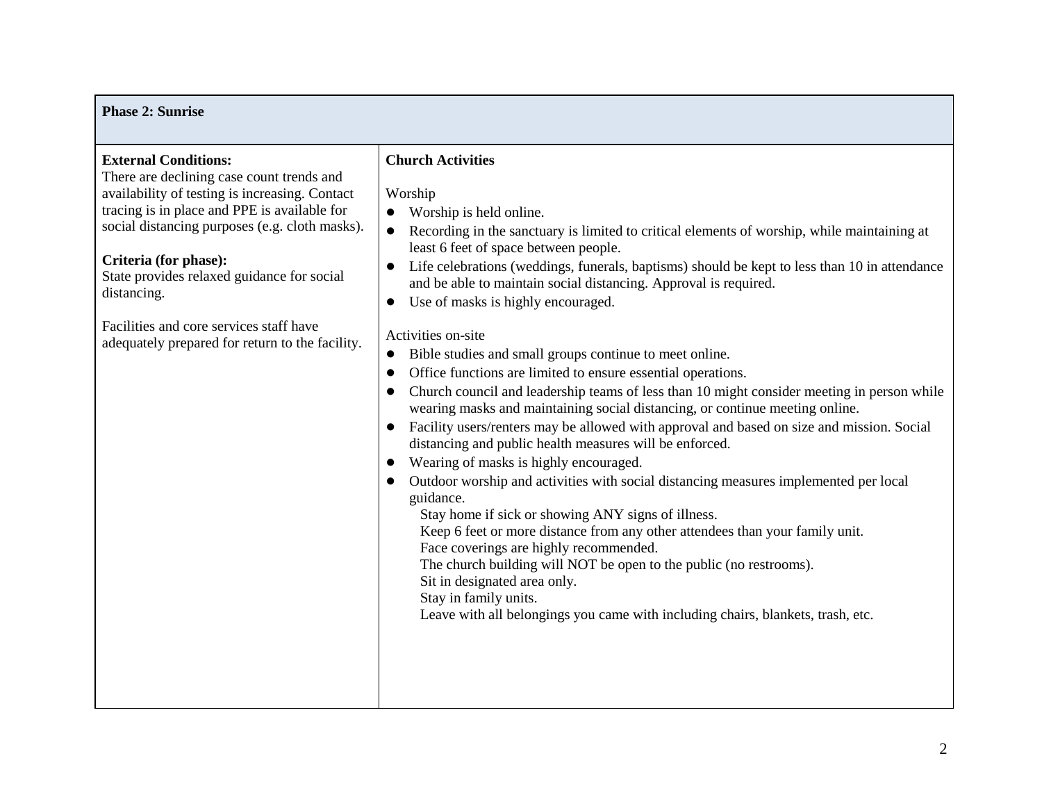## Phase 2: Sunrise

**External Conditions:**
There are declining case count trends and availability of testing is increasing. Contact tracing is in place and PPE is available for social distancing purposes (e.g. cloth masks).

**Criteria (for phase):**
State provides relaxed guidance for social distancing.

Facilities and core services staff have adequately prepared for return to the facility.

**Church Activities**

Worship

- Worship is held online.
- Recording in the sanctuary is limited to critical elements of worship, while maintaining at least 6 feet of space between people.
- Life celebrations (weddings, funerals, baptisms) should be kept to less than 10 in attendance and be able to maintain social distancing. Approval is required.
- Use of masks is highly encouraged.

Activities on-site

- Bible studies and small groups continue to meet online.
- Office functions are limited to ensure essential operations.
- Church council and leadership teams of less than 10 might consider meeting in person while wearing masks and maintaining social distancing, or continue meeting online.
- Facility users/renters may be allowed with approval and based on size and mission. Social distancing and public health measures will be enforced.
- Wearing of masks is highly encouraged.
- Outdoor worship and activities with social distancing measures implemented per local guidance.
  Stay home if sick or showing ANY signs of illness.
  Keep 6 feet or more distance from any other attendees than your family unit.
  Face coverings are highly recommended.
  The church building will NOT be open to the public (no restrooms).
  Sit in designated area only.
  Stay in family units.
  Leave with all belongings you came with including chairs, blankets, trash, etc.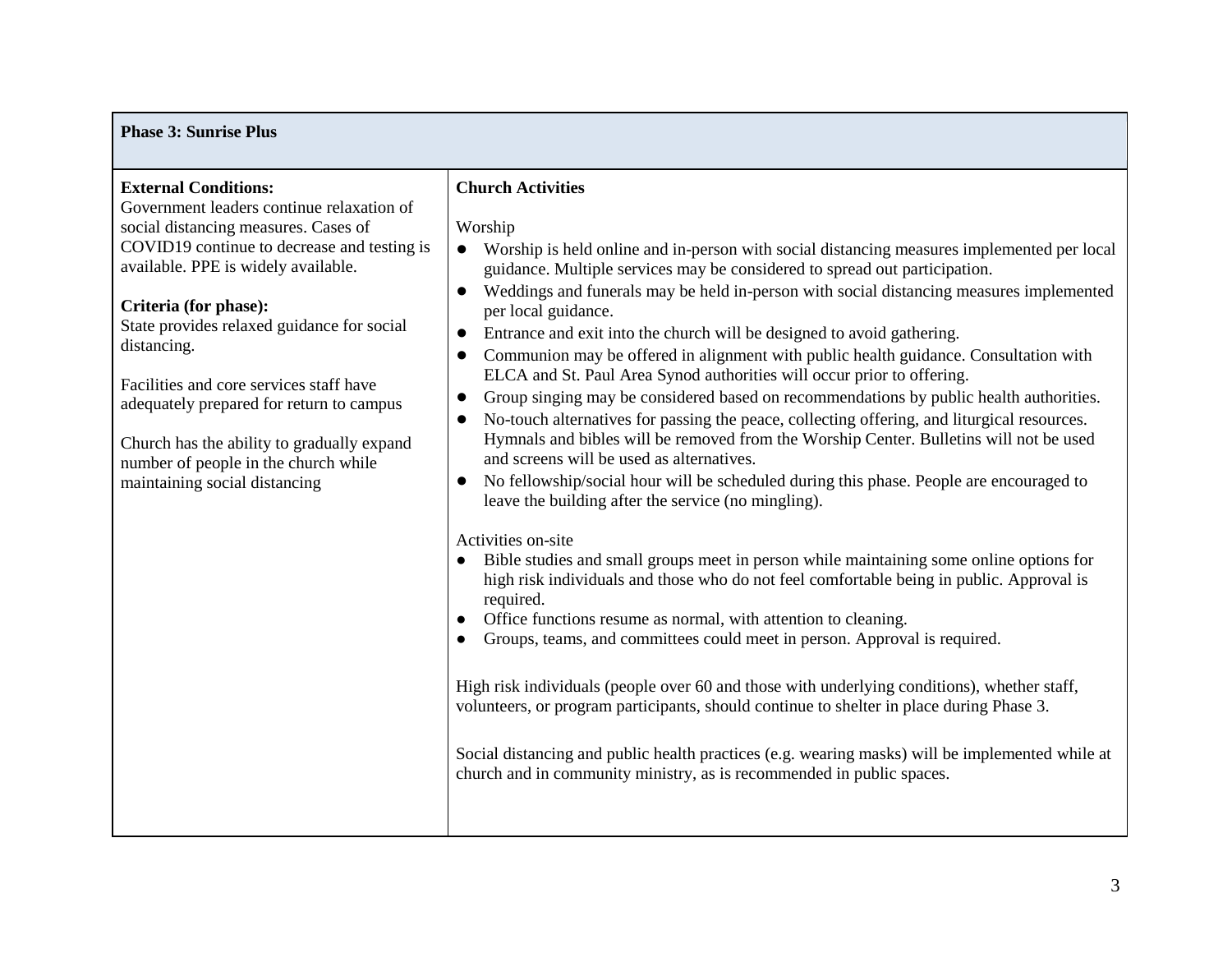**Phase 3: Sunrise Plus**

| | |
|---|---|
| **External Conditions:**<br>Government leaders continue relaxation of social distancing measures. Cases of COVID19 continue to decrease and testing is available. PPE is widely available.<br><br>**Criteria (for phase):**<br>State provides relaxed guidance for social distancing.<br><br>Facilities and core services staff have adequately prepared for return to campus<br><br>Church has the ability to gradually expand number of people in the church while maintaining social distancing | **Church Activities**<br><br>Worship<br>● Worship is held online and in-person with social distancing measures implemented per local guidance. Multiple services may be considered to spread out participation.<br>● Weddings and funerals may be held in-person with social distancing measures implemented per local guidance.<br>● Entrance and exit into the church will be designed to avoid gathering.<br>● Communion may be offered in alignment with public health guidance. Consultation with ELCA and St. Paul Area Synod authorities will occur prior to offering.<br>● Group singing may be considered based on recommendations by public health authorities.<br>● No-touch alternatives for passing the peace, collecting offering, and liturgical resources. Hymnals and bibles will be removed from the Worship Center. Bulletins will not be used and screens will be used as alternatives.<br>● No fellowship/social hour will be scheduled during this phase. People are encouraged to leave the building after the service (no mingling).<br><br>Activities on-site<br>● Bible studies and small groups meet in person while maintaining some online options for high risk individuals and those who do not feel comfortable being in public. Approval is required.<br>● Office functions resume as normal, with attention to cleaning.<br>● Groups, teams, and committees could meet in person. Approval is required.<br><br>High risk individuals (people over 60 and those with underlying conditions), whether staff, volunteers, or program participants, should continue to shelter in place during Phase 3.<br><br>Social distancing and public health practices (e.g. wearing masks) will be implemented while at church and in community ministry, as is recommended in public spaces. |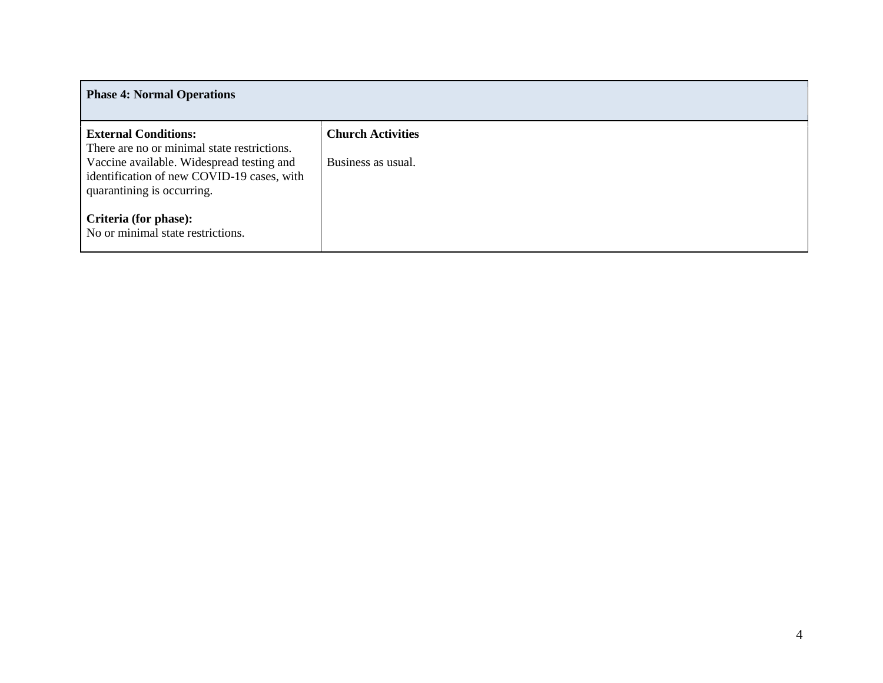| Phase 4: Normal Operations | |
|---|---|
| **External Conditions:**<br>There are no or minimal state restrictions. Vaccine available. Widespread testing and identification of new COVID-19 cases, with quarantining is occurring.<br><br>**Criteria (for phase):**<br>No or minimal state restrictions. | **Church Activities**<br><br>Business as usual. |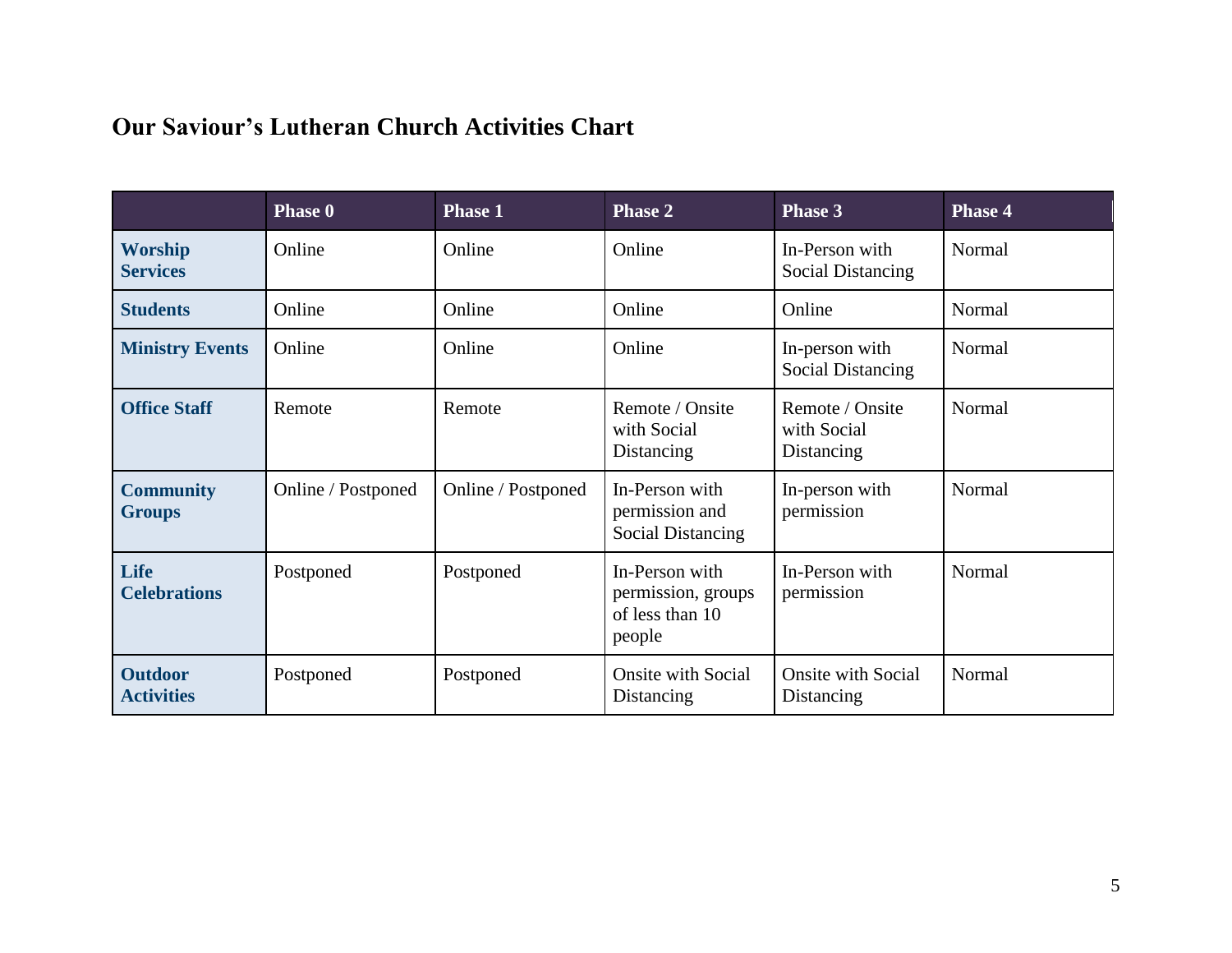# Our Saviour's Lutheran Church Activities Chart

| | Phase 0 | Phase 1 | Phase 2 | Phase 3 | Phase 4 |
|---|---|---|---|---|---|
| **Worship Services** | Online | Online | Online | In-Person with Social Distancing | Normal |
| **Students** | Online | Online | Online | Online | Normal |
| **Ministry Events** | Online | Online | Online | In-person with Social Distancing | Normal |
| **Office Staff** | Remote | Remote | Remote / Onsite with Social Distancing | Remote / Onsite with Social Distancing | Normal |
| **Community Groups** | Online / Postponed | Online / Postponed | In-Person with permission and Social Distancing | In-person with permission | Normal |
| **Life Celebrations** | Postponed | Postponed | In-Person with permission, groups of less than 10 people | In-Person with permission | Normal |
| **Outdoor Activities** | Postponed | Postponed | Onsite with Social Distancing | Onsite with Social Distancing | Normal |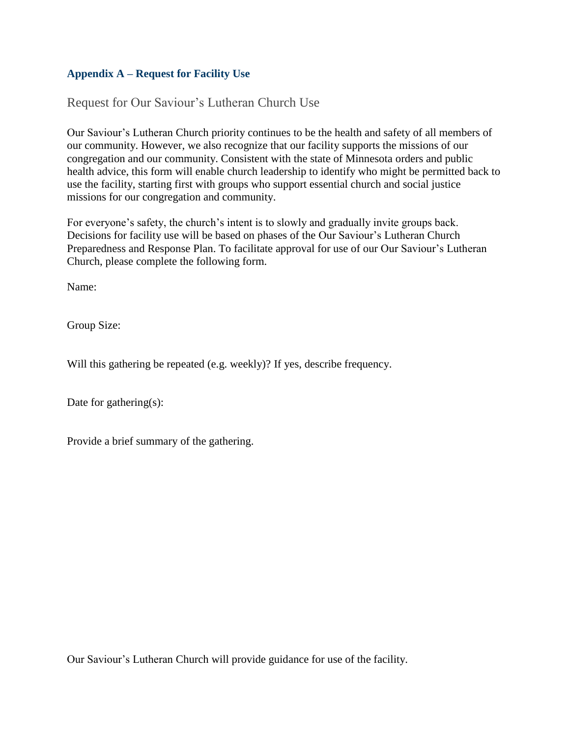### Appendix A – Request for Facility Use

## Request for Our Saviour's Lutheran Church Use

Our Saviour's Lutheran Church priority continues to be the health and safety of all members of our community. However, we also recognize that our facility supports the missions of our congregation and our community. Consistent with the state of Minnesota orders and public health advice, this form will enable church leadership to identify who might be permitted back to use the facility, starting first with groups who support essential church and social justice missions for our congregation and community.

For everyone's safety, the church's intent is to slowly and gradually invite groups back. Decisions for facility use will be based on phases of the Our Saviour's Lutheran Church Preparedness and Response Plan. To facilitate approval for use of our Our Saviour's Lutheran Church, please complete the following form.

Name:

Group Size:

Will this gathering be repeated (e.g. weekly)? If yes, describe frequency.

Date for gathering(s):

Provide a brief summary of the gathering.

Our Saviour's Lutheran Church will provide guidance for use of the facility.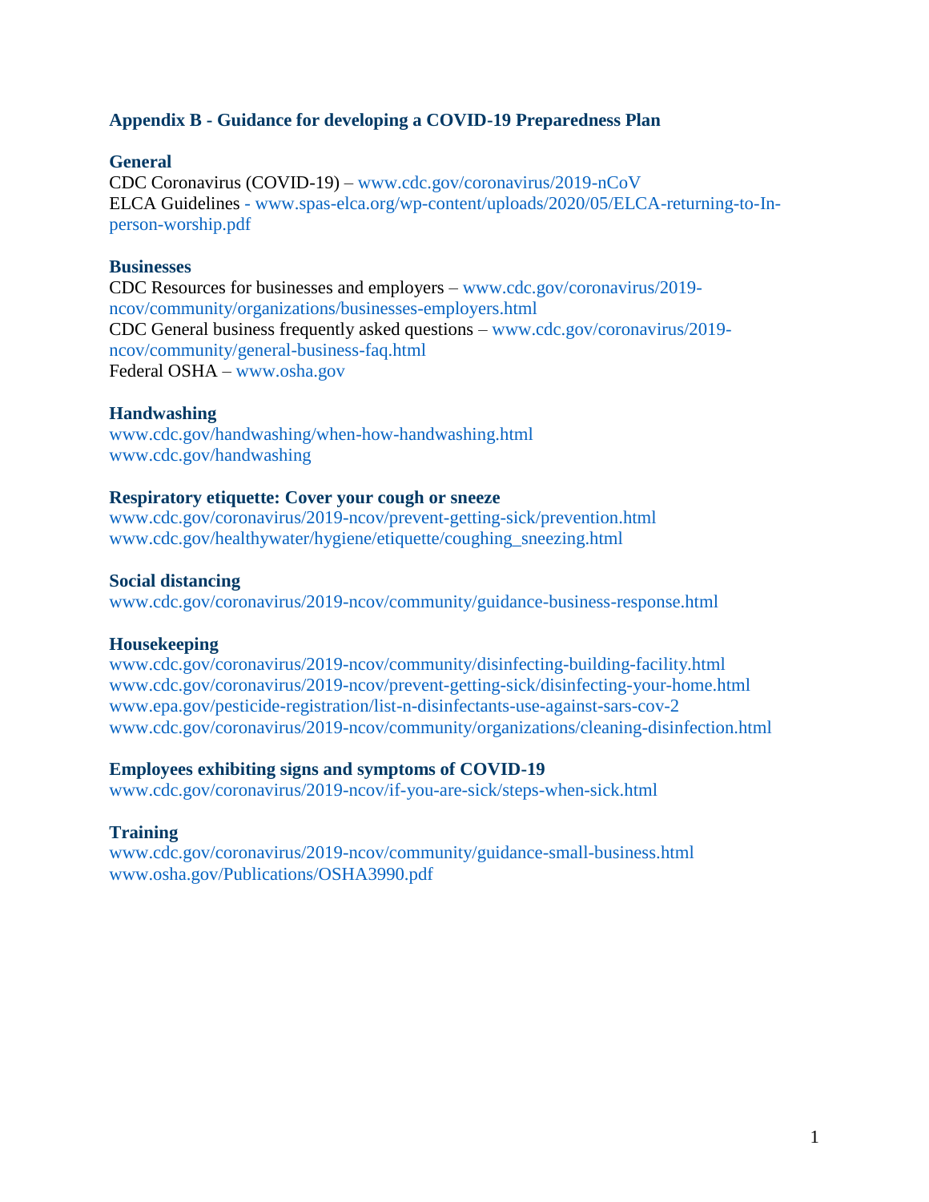## Appendix B - Guidance for developing a COVID-19 Preparedness Plan

### General

CDC Coronavirus (COVID-19) – www.cdc.gov/coronavirus/2019-nCoV
ELCA Guidelines - www.spas-elca.org/wp-content/uploads/2020/05/ELCA-returning-to-In-person-worship.pdf

### Businesses

CDC Resources for businesses and employers – www.cdc.gov/coronavirus/2019-ncov/community/organizations/businesses-employers.html
CDC General business frequently asked questions – www.cdc.gov/coronavirus/2019-ncov/community/general-business-faq.html
Federal OSHA – www.osha.gov

### Handwashing

www.cdc.gov/handwashing/when-how-handwashing.html
www.cdc.gov/handwashing

### Respiratory etiquette: Cover your cough or sneeze

www.cdc.gov/coronavirus/2019-ncov/prevent-getting-sick/prevention.html
www.cdc.gov/healthywater/hygiene/etiquette/coughing_sneezing.html

### Social distancing

www.cdc.gov/coronavirus/2019-ncov/community/guidance-business-response.html

### Housekeeping

www.cdc.gov/coronavirus/2019-ncov/community/disinfecting-building-facility.html
www.cdc.gov/coronavirus/2019-ncov/prevent-getting-sick/disinfecting-your-home.html
www.epa.gov/pesticide-registration/list-n-disinfectants-use-against-sars-cov-2
www.cdc.gov/coronavirus/2019-ncov/community/organizations/cleaning-disinfection.html

### Employees exhibiting signs and symptoms of COVID-19

www.cdc.gov/coronavirus/2019-ncov/if-you-are-sick/steps-when-sick.html

### Training

www.cdc.gov/coronavirus/2019-ncov/community/guidance-small-business.html
www.osha.gov/Publications/OSHA3990.pdf